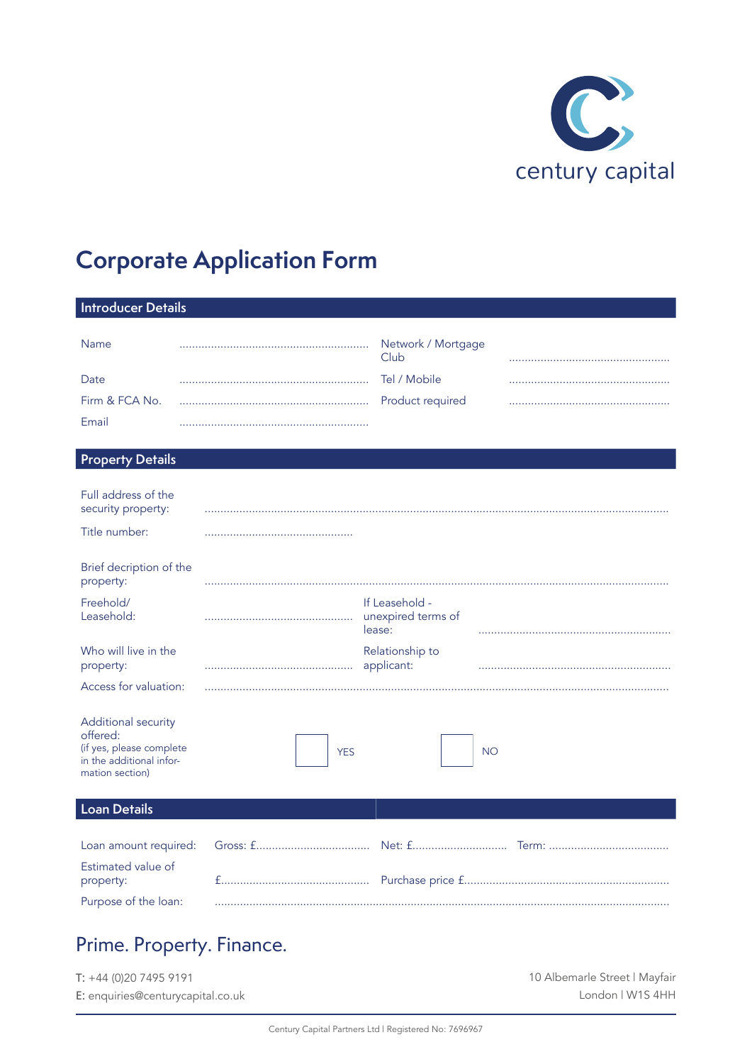century capital

# Corporate Application Form

## Introducer Details

| | | | |
|---|---|---|---|
| Name | ........................................................... | Network / Mortgage Club | .................................................... |
| Date | ........................................................... | Tel / Mobile | .................................................... |
| Firm & FCA No. | ........................................................... | Product required | .................................................... |
| Email | ........................................................... | | |

## Property Details

Full address of the security property: ...................................................................................................................................................

Title number: ................................................

Brief decription of the property: ...................................................................................................................................................

| | | | |
|---|---|---|---|
| Freehold/ Leasehold: | ................................................ | If Leasehold - unexpired terms of lease: | ............................................................ |
| Who will live in the property: | ................................................ | Relationship to applicant: | ............................................................ |

Access for valuation: ...................................................................................................................................................

Additional security offered:
(if yes, please complete in the additional information section)

☐ YES ☐ NO

## Loan Details

| | | | |
|---|---|---|---|
| Loan amount required: | Gross: £.................................... | Net: £.............................. | Term: ...................................... |
| Estimated value of property: | £............................................... | Purchase price £................................................................. | |

Purpose of the loan: ...................................................................................................................................................

## Prime. Property. Finance.

T: +44 (0)20 7495 9191
E: enquiries@centurycapital.co.uk

10 Albemarle Street | Mayfair
London | W1S 4HH

Century Capital Partners Ltd | Registered No: 7696967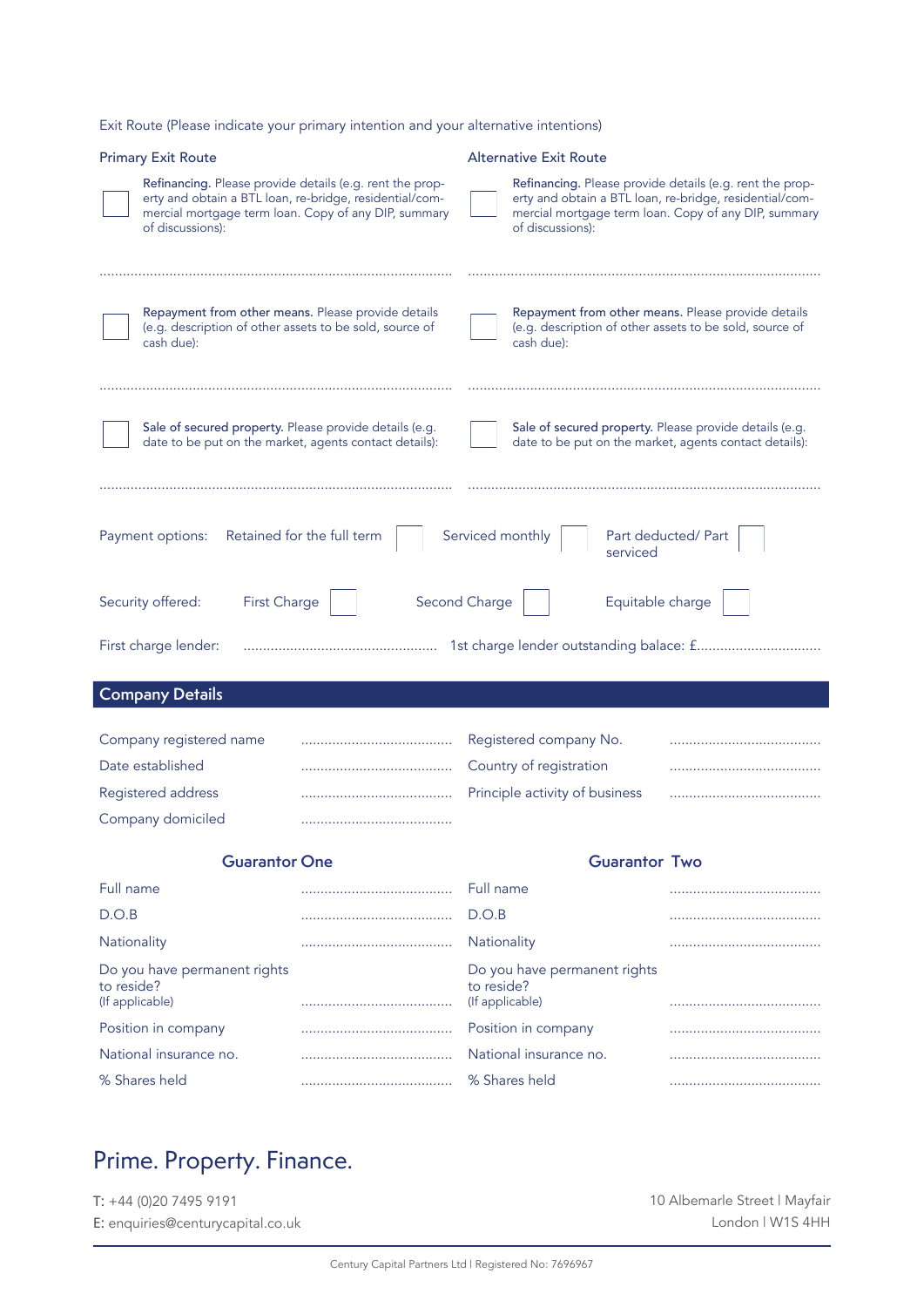Exit Route (Please indicate your primary intention and your alternative intentions)

**Primary Exit Route**

☐ **Refinancing.** Please provide details (e.g. rent the property and obtain a BTL loan, re-bridge, residential/commercial mortgage term loan. Copy of any DIP, summary of discussions):

..........................................................................................

☐ **Repayment from other means.** Please provide details (e.g. description of other assets to be sold, source of cash due):

..........................................................................................

☐ **Sale of secured property.** Please provide details (e.g. date to be put on the market, agents contact details):

..........................................................................................

**Alternative Exit Route**

☐ **Refinancing.** Please provide details (e.g. rent the property and obtain a BTL loan, re-bridge, residential/commercial mortgage term loan. Copy of any DIP, summary of discussions):

..........................................................................................

☐ **Repayment from other means.** Please provide details (e.g. description of other assets to be sold, source of cash due):

..........................................................................................

☐ **Sale of secured property.** Please provide details (e.g. date to be put on the market, agents contact details):

..........................................................................................

Payment options: Retained for the full term ☐ Serviced monthly ☐ Part deducted/ Part serviced ☐

Security offered: First Charge ☐ Second Charge ☐ Equitable charge ☐

First charge lender: .................................................. 1st charge lender outstanding balace: £................................

## Company Details

| | | | |
|---|---|---|---|
| Company registered name | ....................................... | Registered company No. | ....................................... |
| Date established | ....................................... | Country of registration | ....................................... |
| Registered address | ....................................... | Principle activity of business | ....................................... |
| Company domiciled | ....................................... | | |

### Guarantor One

| | |
|---|---|
| Full name | ....................................... |
| D.O.B | ....................................... |
| Nationality | ....................................... |
| Do you have permanent rights to reside? (If applicable) | ....................................... |
| Position in company | ....................................... |
| National insurance no. | ....................................... |
| % Shares held | ....................................... |

### Guarantor Two

| | |
|---|---|
| Full name | ....................................... |
| D.O.B | ....................................... |
| Nationality | ....................................... |
| Do you have permanent rights to reside? (If applicable) | ....................................... |
| Position in company | ....................................... |
| National insurance no. | ....................................... |
| % Shares held | ....................................... |

## Prime. Property. Finance.

T: +44 (0)20 7495 9191
E: enquiries@centurycapital.co.uk

10 Albemarle Street | Mayfair
London | W1S 4HH

Century Capital Partners Ltd | Registered No: 7696967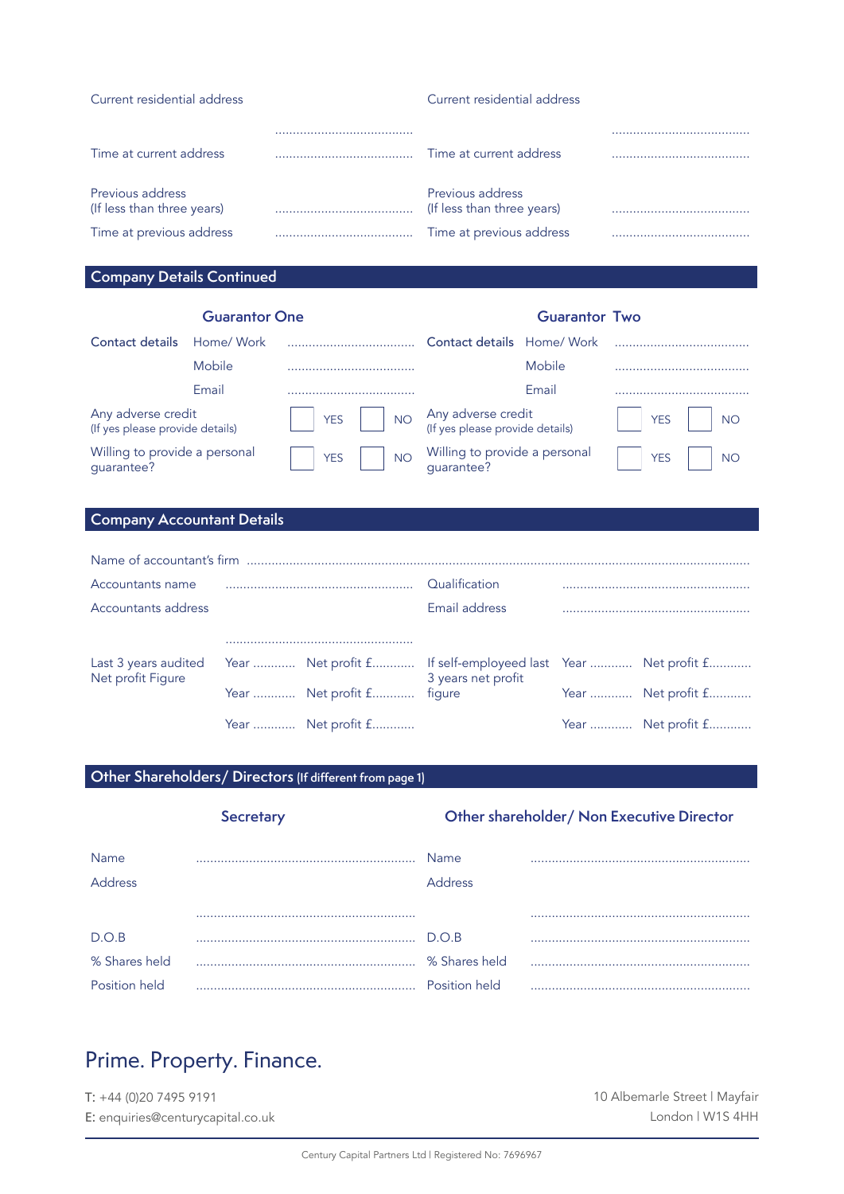| Current residential address | | Current residential address | |
|---|---|---|---|
| | ....................................... | | ....................................... |
| Time at current address | ....................................... | Time at current address | ....................................... |
| Previous address (If less than three years) | ....................................... | Previous address (If less than three years) | ....................................... |
| Time at previous address | ....................................... | Time at previous address | ....................................... |

## Company Details Continued

| Guarantor One | | | Guarantor Two | | |
|---|---|---|---|---|---|
| Contact details | Home/ Work | ................................... | Contact details | Home/ Work | ................................... |
| | Mobile | ................................... | | Mobile | ................................... |
| | Email | ................................... | | Email | ................................... |
| Any adverse credit (If yes please provide details) | | ☐ YES ☐ NO | Any adverse credit (If yes please provide details) | | ☐ YES ☐ NO |
| Willing to provide a personal guarantee? | | ☐ YES ☐ NO | Willing to provide a personal guarantee? | | ☐ YES ☐ NO |

## Company Accountant Details

Name of accountant's firm .........................................................................................................................

| Accountants name | ..................................................... | Qualification | ..................................................... |
|---|---|---|---|
| Accountants address | | Email address | ..................................................... |
| | ..................................................... | | |

| Last 3 years audited Net profit Figure | Year ........... | Net profit £........... | If self-employed last 3 years net profit figure | Year ........... | Net profit £........... |
|---|---|---|---|---|---|
| | Year ........... | Net profit £........... | | Year ........... | Net profit £........... |
| | Year ........... | Net profit £........... | | Year ........... | Net profit £........... |

## Other Shareholders/ Directors (If different from page 1)

| Secretary | | Other shareholder/ Non Executive Director | |
|---|---|---|---|
| Name | ............................................................. | Name | ............................................................. |
| Address | | Address | |
| | ............................................................. | | ............................................................. |
| D.O.B | ............................................................. | D.O.B | ............................................................. |
| % Shares held | ............................................................. | % Shares held | ............................................................. |
| Position held | ............................................................. | Position held | ............................................................. |

# Prime. Property. Finance.

T: +44 (0)20 7495 9191
E: enquiries@centurycapital.co.uk

10 Albemarle Street | Mayfair
London | W1S 4HH

Century Capital Partners Ltd | Registered No: 7696967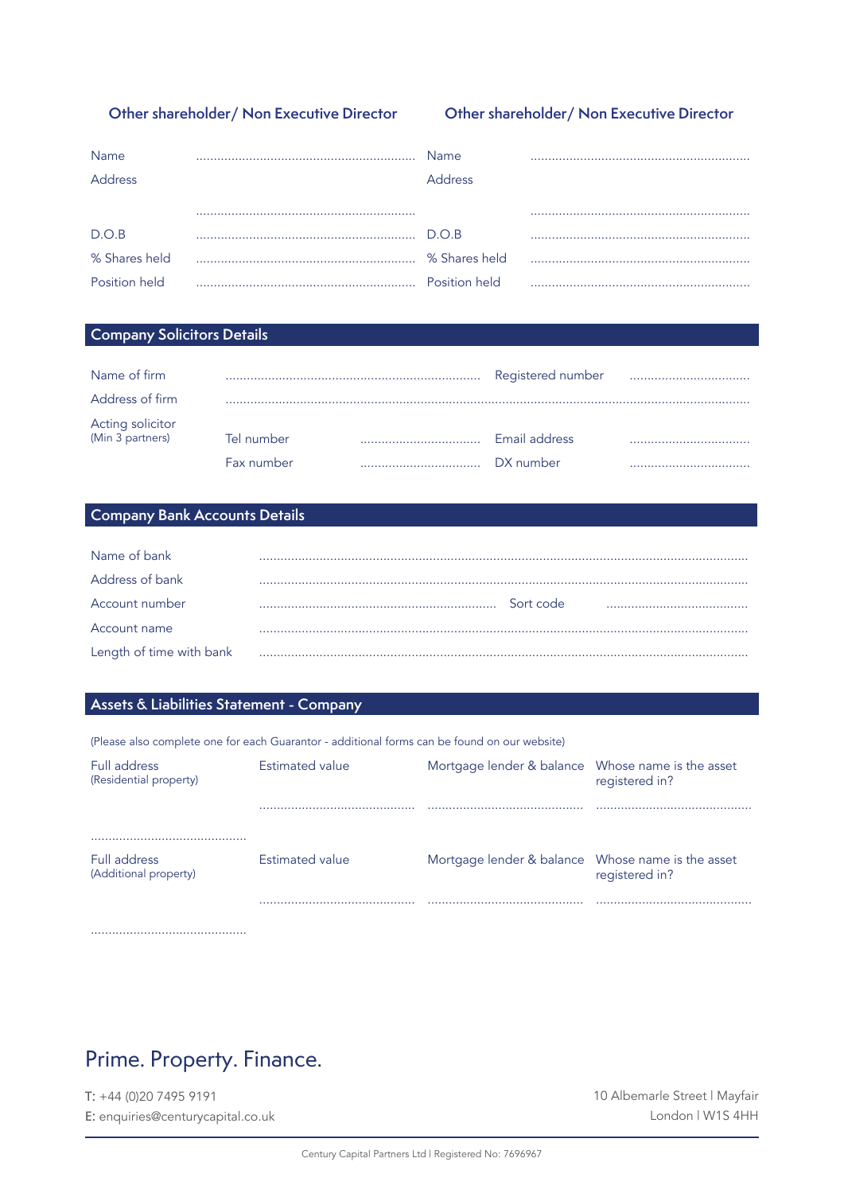### Other shareholder/ Non Executive Director

Name ..............................................................

Address

..............................................................

D.O.B ..............................................................

% Shares held ..............................................................

Position held ..............................................................

### Other shareholder/ Non Executive Director

Name ..............................................................

Address

..............................................................

D.O.B ..............................................................

% Shares held ..............................................................

Position held ..............................................................

## Company Solicitors Details

Name of firm ....................................................................... Registered number ..................................

Address of firm ..................................................................................................................................................

Acting solicitor
(Min 3 partners)

Tel number .................................. Email address ..................................

Fax number .................................. DX number ..................................

## Company Bank Accounts Details

Name of bank ..................................................................................................................................................

Address of bank ..................................................................................................................................................

Account number .................................................................. Sort code ........................................

Account name ..................................................................................................................................................

Length of time with bank ..................................................................................................................................................

## Assets & Liabilities Statement - Company

(Please also complete one for each Guarantor - additional forms can be found on our website)

| Full address (Residential property) | Estimated value | Mortgage lender & balance | Whose name is the asset registered in? |
|---|---|---|---|
| ............................................ | ............................................ | ............................................ | ............................................ |

| Full address (Additional property) | Estimated value | Mortgage lender & balance | Whose name is the asset registered in? |
|---|---|---|---|
| ............................................ | ............................................ | ............................................ | ............................................ |

Prime. Property. Finance.

T: +44 (0)20 7495 9191
E: enquiries@centurycapital.co.uk

10 Albemarle Street | Mayfair
London | W1S 4HH

Century Capital Partners Ltd | Registered No: 7696967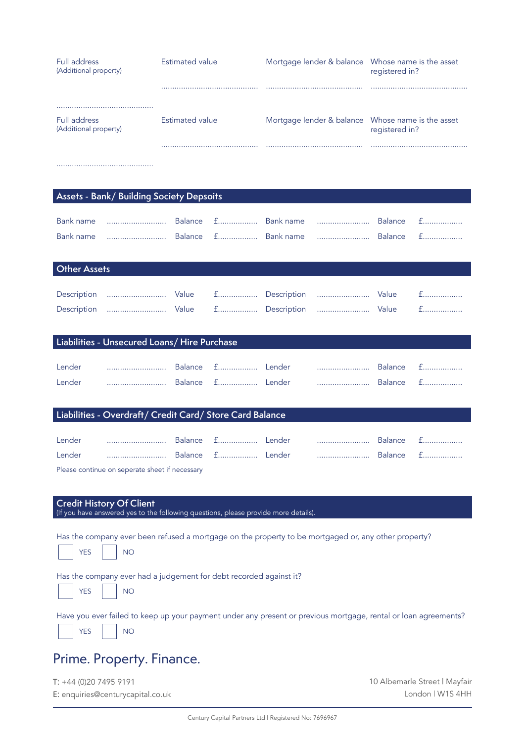| Full address (Additional property) | Estimated value | Mortgage lender & balance | Whose name is the asset registered in? |
|---|---|---|---|
| ............................................ | ............................................ | ............................................ | ............................................ |

| Full address (Additional property) | Estimated value | Mortgage lender & balance | Whose name is the asset registered in? |
|---|---|---|---|
| ............................................ | ............................................ | ............................................ | ............................................ |

## Assets - Bank/ Building Society Depsoits

| Bank name | .......................... | Balance | £................. | Bank name | ....................... | Balance | £................. |
|---|---|---|---|---|---|---|---|
| Bank name | .......................... | Balance | £................. | Bank name | ....................... | Balance | £................. |

## Other Assets

| Description | .......................... | Value | £................. | Description | ....................... | Value | £................. |
|---|---|---|---|---|---|---|---|
| Description | .......................... | Value | £................. | Description | ....................... | Value | £................. |

## Liabilities - Unsecured Loans/ Hire Purchase

| Lender | .......................... | Balance | £................. | Lender | ....................... | Balance | £................. |
|---|---|---|---|---|---|---|---|
| Lender | .......................... | Balance | £................. | Lender | ....................... | Balance | £................. |

## Liabilities - Overdraft/ Credit Card/ Store Card Balance

| Lender | .......................... | Balance | £................. | Lender | ....................... | Balance | £................. |
|---|---|---|---|---|---|---|---|
| Lender | .......................... | Balance | £................. | Lender | ....................... | Balance | £................. |

Please continue on seperate sheet if necessary

## Credit History Of Client

(If you have answered yes to the following questions, please provide more details).

Has the company ever been refused a mortgage on the property to be mortgaged or, any other property?

☐ YES ☐ NO

Has the company ever had a judgement for debt recorded against it?

☐ YES ☐ NO

Have you ever failed to keep up your payment under any present or previous mortgage, rental or loan agreements?

☐ YES ☐ NO

# Prime. Property. Finance.

T: +44 (0)20 7495 9191
E: enquiries@centurycapital.co.uk

10 Albemarle Street | Mayfair
London | W1S 4HH

Century Capital Partners Ltd | Registered No: 7696967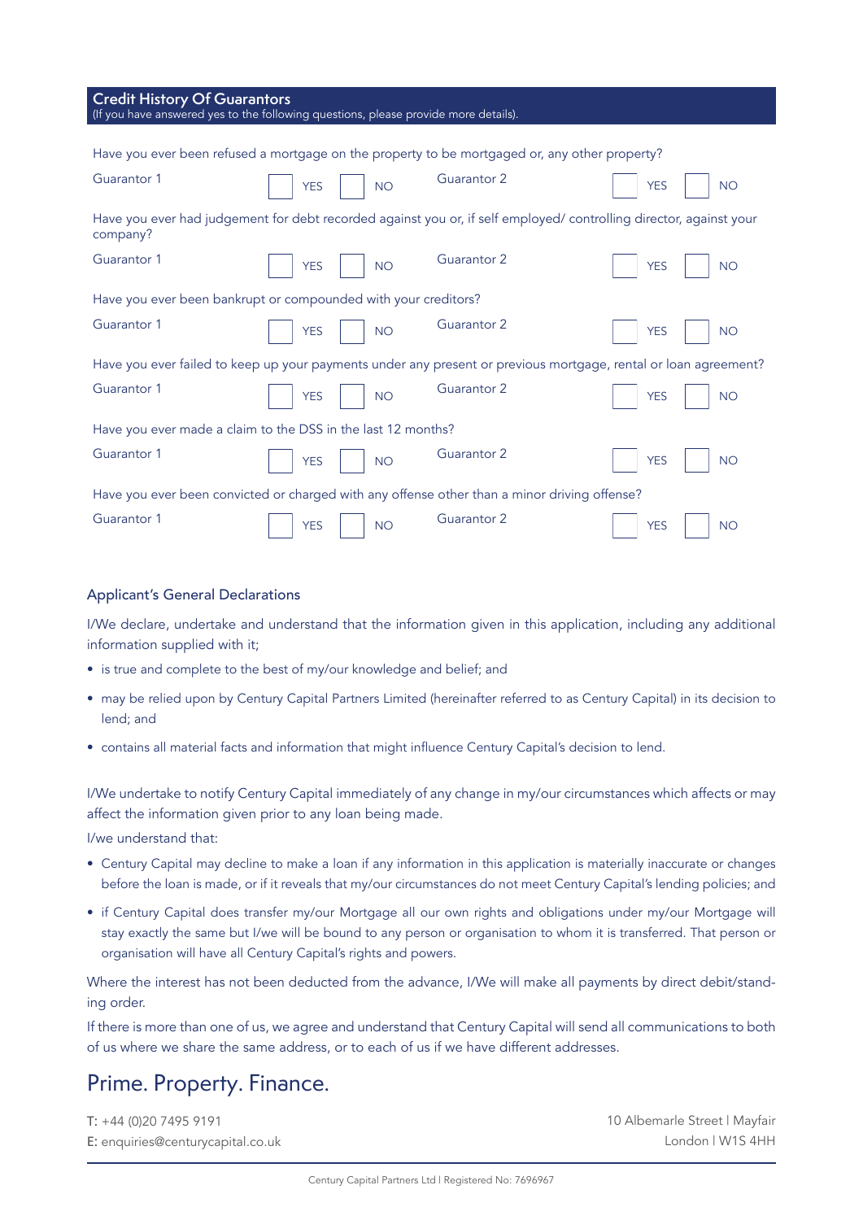## Credit History Of Guarantors

(If you have answered yes to the following questions, please provide more details).

Have you ever been refused a mortgage on the property to be mortgaged or, any other property?

| | | | | | |
|---|---|---|---|---|---|
| Guarantor 1 | ☐ YES | ☐ NO | Guarantor 2 | ☐ YES | ☐ NO |

Have you ever had judgement for debt recorded against you or, if self employed/ controlling director, against your company?

| | | | | | |
|---|---|---|---|---|---|
| Guarantor 1 | ☐ YES | ☐ NO | Guarantor 2 | ☐ YES | ☐ NO |

Have you ever been bankrupt or compounded with your creditors?

| | | | | | |
|---|---|---|---|---|---|
| Guarantor 1 | ☐ YES | ☐ NO | Guarantor 2 | ☐ YES | ☐ NO |

Have you ever failed to keep up your payments under any present or previous mortgage, rental or loan agreement?

| | | | | | |
|---|---|---|---|---|---|
| Guarantor 1 | ☐ YES | ☐ NO | Guarantor 2 | ☐ YES | ☐ NO |

Have you ever made a claim to the DSS in the last 12 months?

| | | | | | |
|---|---|---|---|---|---|
| Guarantor 1 | ☐ YES | ☐ NO | Guarantor 2 | ☐ YES | ☐ NO |

Have you ever been convicted or charged with any offense other than a minor driving offense?

| | | | | | |
|---|---|---|---|---|---|
| Guarantor 1 | ☐ YES | ☐ NO | Guarantor 2 | ☐ YES | ☐ NO |

### Applicant's General Declarations

I/We declare, undertake and understand that the information given in this application, including any additional information supplied with it;

- is true and complete to the best of my/our knowledge and belief; and
- may be relied upon by Century Capital Partners Limited (hereinafter referred to as Century Capital) in its decision to lend; and
- contains all material facts and information that might influence Century Capital's decision to lend.

I/We undertake to notify Century Capital immediately of any change in my/our circumstances which affects or may affect the information given prior to any loan being made.

I/we understand that:

- Century Capital may decline to make a loan if any information in this application is materially inaccurate or changes before the loan is made, or if it reveals that my/our circumstances do not meet Century Capital's lending policies; and
- if Century Capital does transfer my/our Mortgage all our own rights and obligations under my/our Mortgage will stay exactly the same but I/we will be bound to any person or organisation to whom it is transferred. That person or organisation will have all Century Capital's rights and powers.

Where the interest has not been deducted from the advance, I/We will make all payments by direct debit/standing order.

If there is more than one of us, we agree and understand that Century Capital will send all communications to both of us where we share the same address, or to each of us if we have different addresses.

# Prime. Property. Finance.

T: +44 (0)20 7495 9191
E: enquiries@centurycapital.co.uk

10 Albemarle Street | Mayfair
London | W1S 4HH

Century Capital Partners Ltd | Registered No: 7696967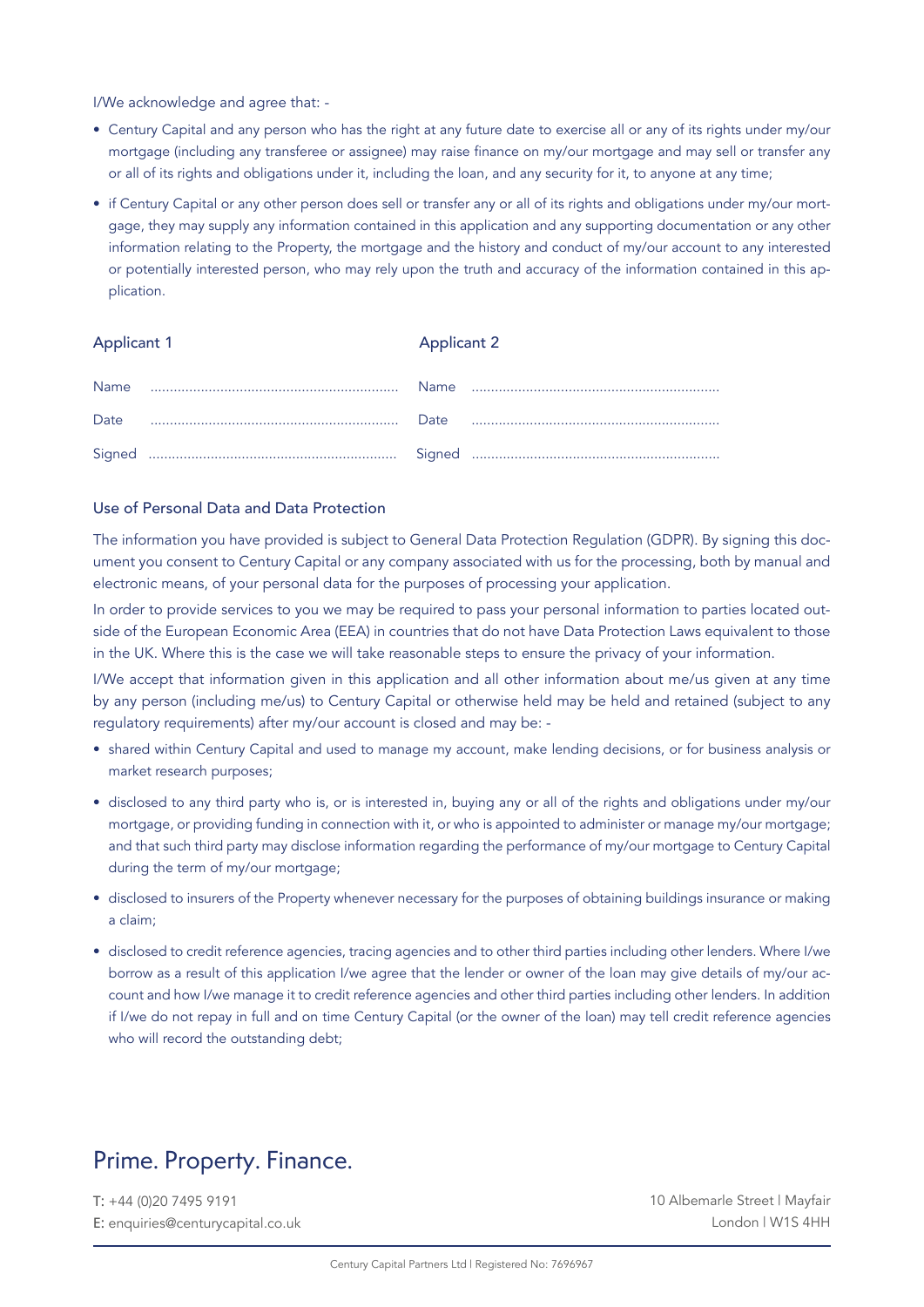I/We acknowledge and agree that: -

- Century Capital and any person who has the right at any future date to exercise all or any of its rights under my/our mortgage (including any transferee or assignee) may raise finance on my/our mortgage and may sell or transfer any or all of its rights and obligations under it, including the loan, and any security for it, to anyone at any time;
- if Century Capital or any other person does sell or transfer any or all of its rights and obligations under my/our mortgage, they may supply any information contained in this application and any supporting documentation or any other information relating to the Property, the mortgage and the history and conduct of my/our account to any interested or potentially interested person, who may rely upon the truth and accuracy of the information contained in this application.

| Applicant 1 | | Applicant 2 | |
|---|---|---|---|
| Name | ................................................................ | Name | ................................................................ |
| Date | ................................................................ | Date | ................................................................ |
| Signed | ................................................................ | Signed | ................................................................ |

### Use of Personal Data and Data Protection

The information you have provided is subject to General Data Protection Regulation (GDPR). By signing this document you consent to Century Capital or any company associated with us for the processing, both by manual and electronic means, of your personal data for the purposes of processing your application.

In order to provide services to you we may be required to pass your personal information to parties located outside of the European Economic Area (EEA) in countries that do not have Data Protection Laws equivalent to those in the UK. Where this is the case we will take reasonable steps to ensure the privacy of your information.

I/We accept that information given in this application and all other information about me/us given at any time by any person (including me/us) to Century Capital or otherwise held may be held and retained (subject to any regulatory requirements) after my/our account is closed and may be: -

- shared within Century Capital and used to manage my account, make lending decisions, or for business analysis or market research purposes;
- disclosed to any third party who is, or is interested in, buying any or all of the rights and obligations under my/our mortgage, or providing funding in connection with it, or who is appointed to administer or manage my/our mortgage; and that such third party may disclose information regarding the performance of my/our mortgage to Century Capital during the term of my/our mortgage;
- disclosed to insurers of the Property whenever necessary for the purposes of obtaining buildings insurance or making a claim;
- disclosed to credit reference agencies, tracing agencies and to other third parties including other lenders. Where I/we borrow as a result of this application I/we agree that the lender or owner of the loan may give details of my/our account and how I/we manage it to credit reference agencies and other third parties including other lenders. In addition if I/we do not repay in full and on time Century Capital (or the owner of the loan) may tell credit reference agencies who will record the outstanding debt;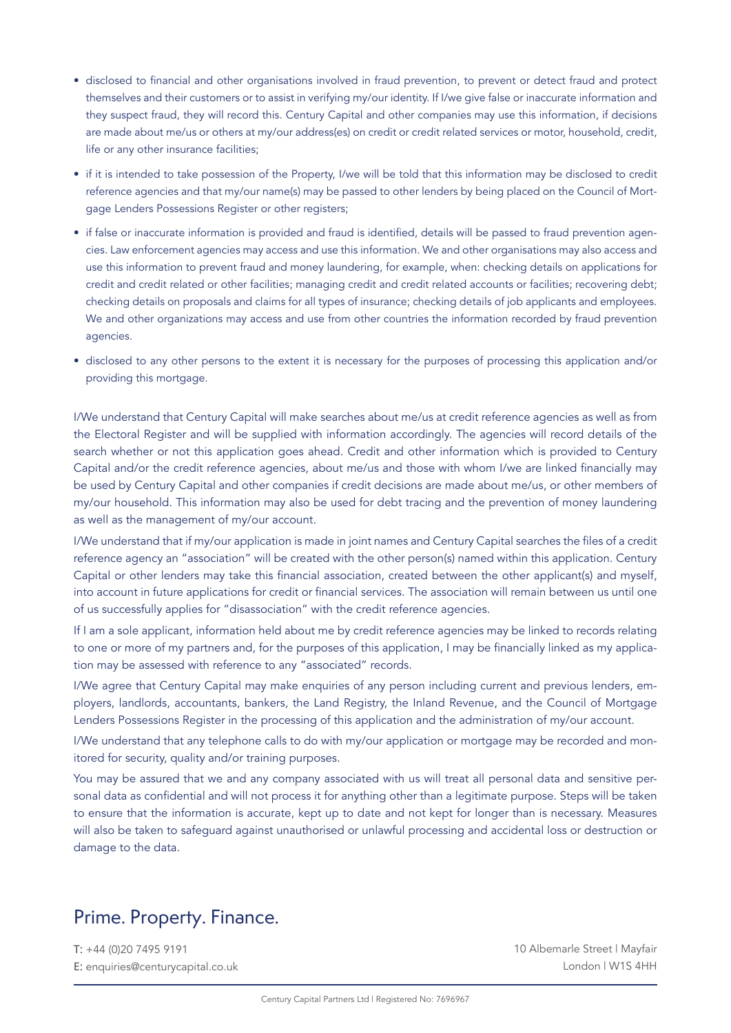- disclosed to financial and other organisations involved in fraud prevention, to prevent or detect fraud and protect themselves and their customers or to assist in verifying my/our identity. If I/we give false or inaccurate information and they suspect fraud, they will record this. Century Capital and other companies may use this information, if decisions are made about me/us or others at my/our address(es) on credit or credit related services or motor, household, credit, life or any other insurance facilities;
- if it is intended to take possession of the Property, I/we will be told that this information may be disclosed to credit reference agencies and that my/our name(s) may be passed to other lenders by being placed on the Council of Mortgage Lenders Possessions Register or other registers;
- if false or inaccurate information is provided and fraud is identified, details will be passed to fraud prevention agencies. Law enforcement agencies may access and use this information. We and other organisations may also access and use this information to prevent fraud and money laundering, for example, when: checking details on applications for credit and credit related or other facilities; managing credit and credit related accounts or facilities; recovering debt; checking details on proposals and claims for all types of insurance; checking details of job applicants and employees. We and other organizations may access and use from other countries the information recorded by fraud prevention agencies.
- disclosed to any other persons to the extent it is necessary for the purposes of processing this application and/or providing this mortgage.

I/We understand that Century Capital will make searches about me/us at credit reference agencies as well as from the Electoral Register and will be supplied with information accordingly. The agencies will record details of the search whether or not this application goes ahead. Credit and other information which is provided to Century Capital and/or the credit reference agencies, about me/us and those with whom I/we are linked financially may be used by Century Capital and other companies if credit decisions are made about me/us, or other members of my/our household. This information may also be used for debt tracing and the prevention of money laundering as well as the management of my/our account.

I/We understand that if my/our application is made in joint names and Century Capital searches the files of a credit reference agency an "association" will be created with the other person(s) named within this application. Century Capital or other lenders may take this financial association, created between the other applicant(s) and myself, into account in future applications for credit or financial services. The association will remain between us until one of us successfully applies for "disassociation" with the credit reference agencies.

If I am a sole applicant, information held about me by credit reference agencies may be linked to records relating to one or more of my partners and, for the purposes of this application, I may be financially linked as my application may be assessed with reference to any "associated" records.

I/We agree that Century Capital may make enquiries of any person including current and previous lenders, employers, landlords, accountants, bankers, the Land Registry, the Inland Revenue, and the Council of Mortgage Lenders Possessions Register in the processing of this application and the administration of my/our account.

I/We understand that any telephone calls to do with my/our application or mortgage may be recorded and monitored for security, quality and/or training purposes.

You may be assured that we and any company associated with us will treat all personal data and sensitive personal data as confidential and will not process it for anything other than a legitimate purpose. Steps will be taken to ensure that the information is accurate, kept up to date and not kept for longer than is necessary. Measures will also be taken to safeguard against unauthorised or unlawful processing and accidental loss or destruction or damage to the data.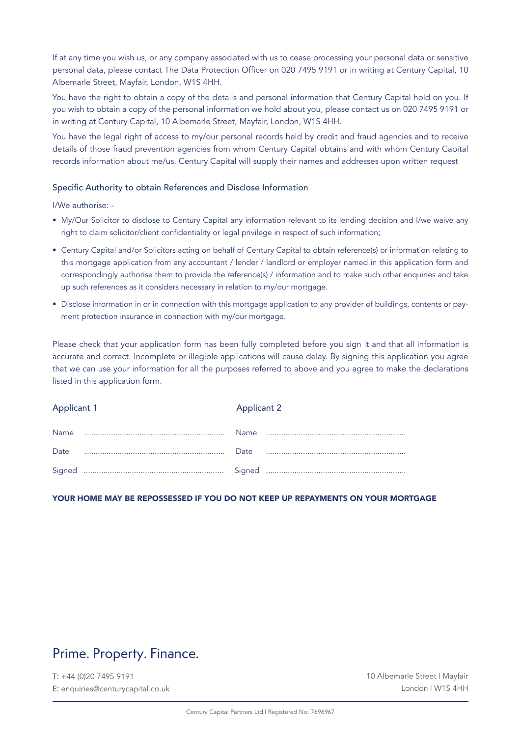If at any time you wish us, or any company associated with us to cease processing your personal data or sensitive personal data, please contact The Data Protection Officer on 020 7495 9191 or in writing at Century Capital, 10 Albemarle Street, Mayfair, London, W1S 4HH.

You have the right to obtain a copy of the details and personal information that Century Capital hold on you. If you wish to obtain a copy of the personal information we hold about you, please contact us on 020 7495 9191 or in writing at Century Capital, 10 Albemarle Street, Mayfair, London, W1S 4HH.

You have the legal right of access to my/our personal records held by credit and fraud agencies and to receive details of those fraud prevention agencies from whom Century Capital obtains and with whom Century Capital records information about me/us. Century Capital will supply their names and addresses upon written request

### Specific Authority to obtain References and Disclose Information

I/We authorise: -

- My/Our Solicitor to disclose to Century Capital any information relevant to its lending decision and I/we waive any right to claim solicitor/client confidentiality or legal privilege in respect of such information;
- Century Capital and/or Solicitors acting on behalf of Century Capital to obtain reference(s) or information relating to this mortgage application from any accountant / lender / landlord or employer named in this application form and correspondingly authorise them to provide the reference(s) / information and to make such other enquiries and take up such references as it considers necessary in relation to my/our mortgage.
- Disclose information in or in connection with this mortgage application to any provider of buildings, contents or payment protection insurance in connection with my/our mortgage.

Please check that your application form has been fully completed before you sign it and that all information is accurate and correct. Incomplete or illegible applications will cause delay. By signing this application you agree that we can use your information for all the purposes referred to above and you agree to make the declarations listed in this application form.

| Applicant 1 | | Applicant 2 | |
|---|---|---|---|
| Name | ................................................................ | Name | ................................................................ |
| Date | ................................................................ | Date | ................................................................ |
| Signed | ................................................................ | Signed | ................................................................ |

**YOUR HOME MAY BE REPOSSESSED IF YOU DO NOT KEEP UP REPAYMENTS ON YOUR MORTGAGE**

## Prime. Property. Finance.

T: +44 (0)20 7495 9191
E: enquiries@centurycapital.co.uk

10 Albemarle Street | Mayfair
London | W1S 4HH

Century Capital Partners Ltd | Registered No: 7696967